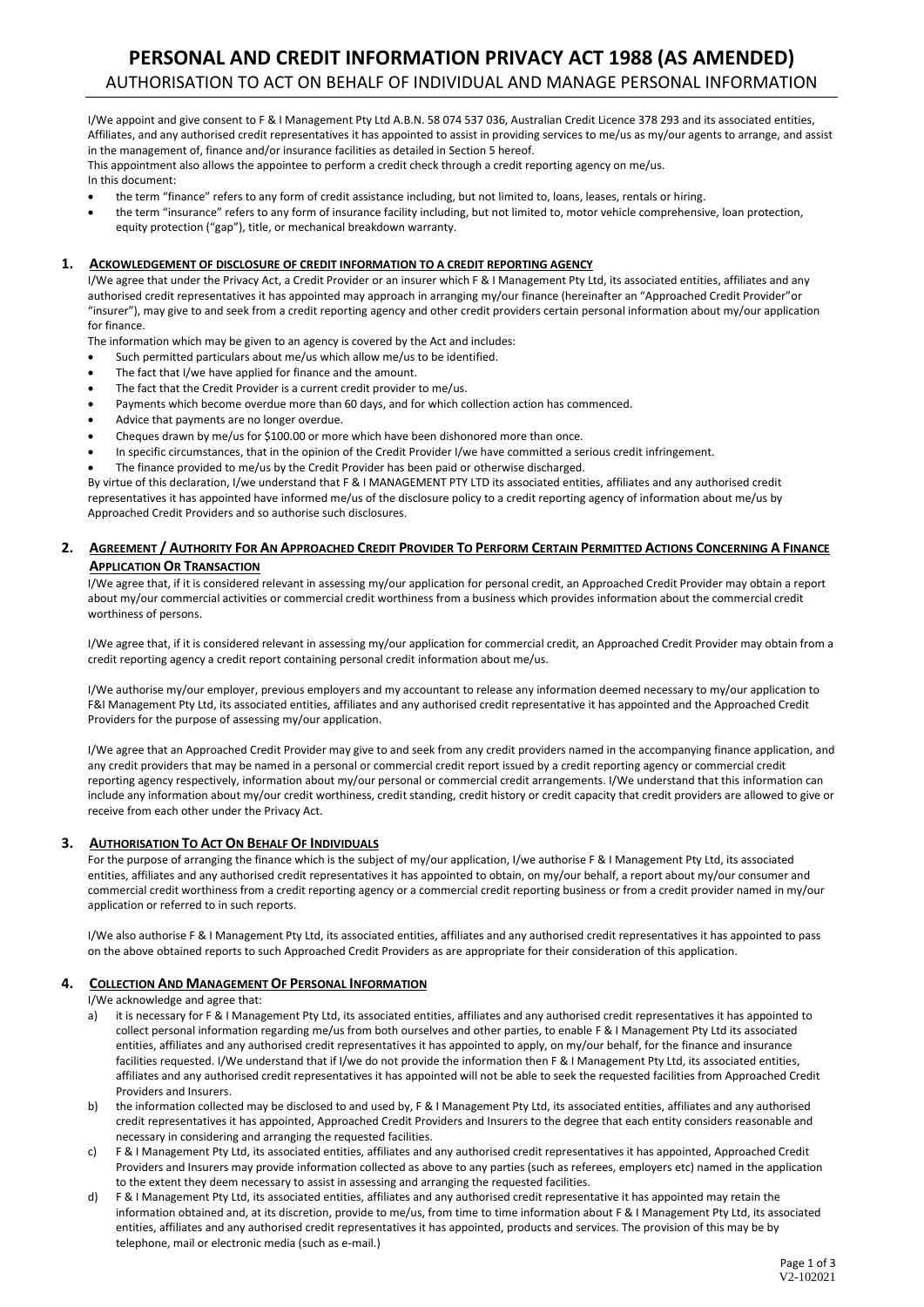# PERSONAL AND CREDIT INFORMATION PRIVACY ACT 1988 (AS AMENDED)

## AUTHORISATION TO ACT ON BEHALF OF INDIVIDUAL AND MANAGE PERSONAL INFORMATION

I/We appoint and give consent to F & I Management Pty Ltd A.B.N. 58 074 537 036, Australian Credit Licence 378 293 and its associated entities, Affiliates, and any authorised credit representatives it has appointed to assist in providing services to me/us as my/our agents to arrange, and assist in the management of, finance and/or insurance facilities as detailed in Section 5 hereof.

This appointment also allows the appointee to perform a credit check through a credit reporting agency on me/us.

In this document:

- the term "finance" refers to any form of credit assistance including, but not limited to, loans, leases, rentals or hiring.
- the term "insurance" refers to any form of insurance facility including, but not limited to, motor vehicle comprehensive, loan protection, equity protection ("gap"), title, or mechanical breakdown warranty.

### 1. ACKOWLEDGEMENT OF DISCLOSURE OF CREDIT INFORMATION TO A CREDIT REPORTING AGENCY

I/We agree that under the Privacy Act, a Credit Provider or an insurer which F & I Management Pty Ltd, its associated entities, affiliates and any authorised credit representatives it has appointed may approach in arranging my/our finance (hereinafter an "Approached Credit Provider"or "insurer"), may give to and seek from a credit reporting agency and other credit providers certain personal information about my/our application for finance.

The information which may be given to an agency is covered by the Act and includes:

- Such permitted particulars about me/us which allow me/us to be identified.
- The fact that I/we have applied for finance and the amount.
- The fact that the Credit Provider is a current credit provider to me/us.
- Payments which become overdue more than 60 days, and for which collection action has commenced.
- Advice that payments are no longer overdue.
- Cheques drawn by me/us for $100.00 or more which have been dishonored more than once.
- In specific circumstances, that in the opinion of the Credit Provider I/we have committed a serious credit infringement.
- The finance provided to me/us by the Credit Provider has been paid or otherwise discharged.

By virtue of this declaration, I/we understand that F & I MANAGEMENT PTY LTD its associated entities, affiliates and any authorised credit representatives it has appointed have informed me/us of the disclosure policy to a credit reporting agency of information about me/us by Approached Credit Providers and so authorise such disclosures.

### 2. AGREEMENT / AUTHORITY FOR AN APPROACHED CREDIT PROVIDER TO PERFORM CERTAIN PERMITTED ACTIONS CONCERNING A FINANCE APPLICATION OR TRANSACTION

I/We agree that, if it is considered relevant in assessing my/our application for personal credit, an Approached Credit Provider may obtain a report about my/our commercial activities or commercial credit worthiness from a business which provides information about the commercial credit worthiness of persons.

I/We agree that, if it is considered relevant in assessing my/our application for commercial credit, an Approached Credit Provider may obtain from a credit reporting agency a credit report containing personal credit information about me/us.

I/We authorise my/our employer, previous employers and my accountant to release any information deemed necessary to my/our application to F&I Management Pty Ltd, its associated entities, affiliates and any authorised credit representative it has appointed and the Approached Credit Providers for the purpose of assessing my/our application.

I/We agree that an Approached Credit Provider may give to and seek from any credit providers named in the accompanying finance application, and any credit providers that may be named in a personal or commercial credit report issued by a credit reporting agency or commercial credit reporting agency respectively, information about my/our personal or commercial credit arrangements. I/We understand that this information can include any information about my/our credit worthiness, credit standing, credit history or credit capacity that credit providers are allowed to give or receive from each other under the Privacy Act.

### 3. AUTHORISATION TO ACT ON BEHALF OF INDIVIDUALS

For the purpose of arranging the finance which is the subject of my/our application, I/we authorise F & I Management Pty Ltd, its associated entities, affiliates and any authorised credit representatives it has appointed to obtain, on my/our behalf, a report about my/our consumer and commercial credit worthiness from a credit reporting agency or a commercial credit reporting business or from a credit provider named in my/our application or referred to in such reports.

I/We also authorise F & I Management Pty Ltd, its associated entities, affiliates and any authorised credit representatives it has appointed to pass on the above obtained reports to such Approached Credit Providers as are appropriate for their consideration of this application.

### 4. COLLECTION AND MANAGEMENT OF PERSONAL INFORMATION

I/We acknowledge and agree that:

a) it is necessary for F & I Management Pty Ltd, its associated entities, affiliates and any authorised credit representatives it has appointed to collect personal information regarding me/us from both ourselves and other parties, to enable F & I Management Pty Ltd its associated entities, affiliates and any authorised credit representatives it has appointed to apply, on my/our behalf, for the finance and insurance facilities requested. I/We understand that if I/we do not provide the information then F & I Management Pty Ltd, its associated entities, affiliates and any authorised credit representatives it has appointed will not be able to seek the requested facilities from Approached Credit Providers and Insurers.

b) the information collected may be disclosed to and used by, F & I Management Pty Ltd, its associated entities, affiliates and any authorised credit representatives it has appointed, Approached Credit Providers and Insurers to the degree that each entity considers reasonable and necessary in considering and arranging the requested facilities.

c) F & I Management Pty Ltd, its associated entities, affiliates and any authorised credit representatives it has appointed, Approached Credit Providers and Insurers may provide information collected as above to any parties (such as referees, employers etc) named in the application to the extent they deem necessary to assist in assessing and arranging the requested facilities.

d) F & I Management Pty Ltd, its associated entities, affiliates and any authorised credit representative it has appointed may retain the information obtained and, at its discretion, provide to me/us, from time to time information about F & I Management Pty Ltd, its associated entities, affiliates and any authorised credit representatives it has appointed, products and services. The provision of this may be by telephone, mail or electronic media (such as e-mail.)

V2-102021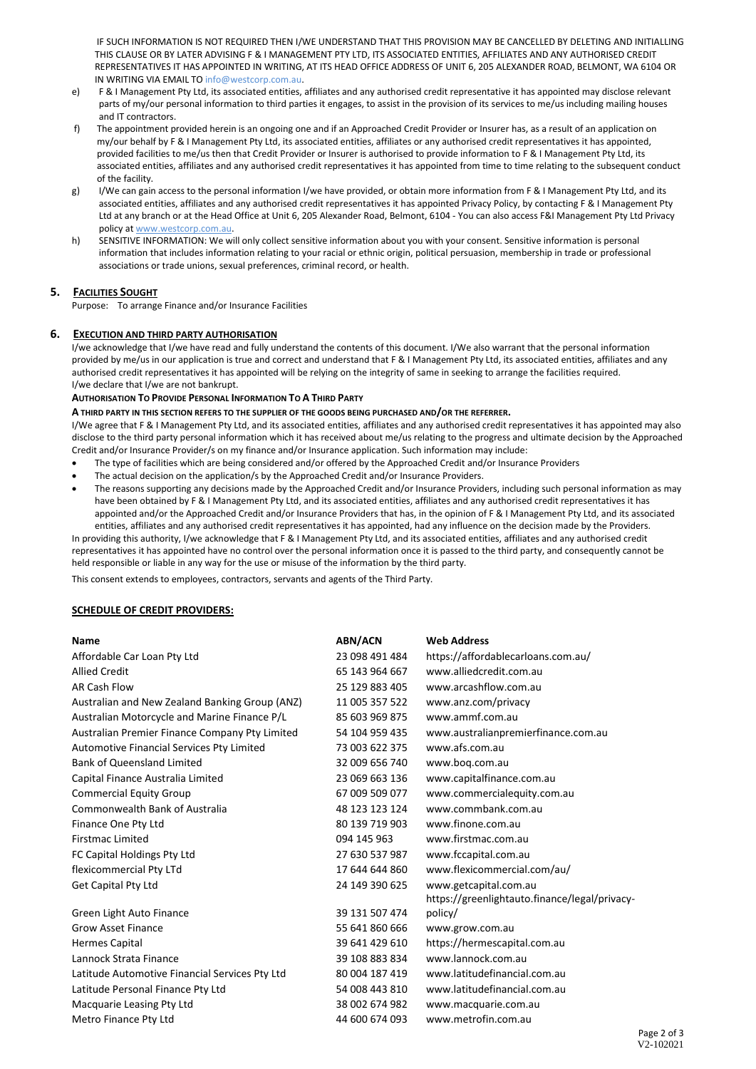IF SUCH INFORMATION IS NOT REQUIRED THEN I/WE UNDERSTAND THAT THIS PROVISION MAY BE CANCELLED BY DELETING AND INITIALLING THIS CLAUSE OR BY LATER ADVISING F & I MANAGEMENT PTY LTD, ITS ASSOCIATED ENTITIES, AFFILIATES AND ANY AUTHORISED CREDIT REPRESENTATIVES IT HAS APPOINTED IN WRITING, AT ITS HEAD OFFICE ADDRESS OF UNIT 6, 205 ALEXANDER ROAD, BELMONT, WA 6104 OR IN WRITING VIA EMAIL TO info@westcorp.com.au.

e) F & I Management Pty Ltd, its associated entities, affiliates and any authorised credit representative it has appointed may disclose relevant parts of my/our personal information to third parties it engages, to assist in the provision of its services to me/us including mailing houses and IT contractors.

f) The appointment provided herein is an ongoing one and if an Approached Credit Provider or Insurer has, as a result of an application on my/our behalf by F & I Management Pty Ltd, its associated entities, affiliates or any authorised credit representatives it has appointed, provided facilities to me/us then that Credit Provider or Insurer is authorised to provide information to F & I Management Pty Ltd, its associated entities, affiliates and any authorised credit representatives it has appointed from time to time relating to the subsequent conduct of the facility.

g) I/We can gain access to the personal information I/we have provided, or obtain more information from F & I Management Pty Ltd, and its associated entities, affiliates and any authorised credit representatives it has appointed Privacy Policy, by contacting F & I Management Pty Ltd at any branch or at the Head Office at Unit 6, 205 Alexander Road, Belmont, 6104 - You can also access F&I Management Pty Ltd Privacy policy at www.westcorp.com.au.

h) SENSITIVE INFORMATION: We will only collect sensitive information about you with your consent. Sensitive information is personal information that includes information relating to your racial or ethnic origin, political persuasion, membership in trade or professional associations or trade unions, sexual preferences, criminal record, or health.

## 5. Facilities Sought

Purpose: To arrange Finance and/or Insurance Facilities

## 6. Execution and Third Party Authorisation

I/we acknowledge that I/we have read and fully understand the contents of this document. I/We also warrant that the personal information provided by me/us in our application is true and correct and understand that F & I Management Pty Ltd, its associated entities, affiliates and any authorised credit representatives it has appointed will be relying on the integrity of same in seeking to arrange the facilities required. I/we declare that I/we are not bankrupt.

**Authorisation To Provide Personal Information To A Third Party**

**A third party in this section refers to the supplier of the goods being purchased and/or the referrer.**

I/We agree that F & I Management Pty Ltd, and its associated entities, affiliates and any authorised credit representatives it has appointed may also disclose to the third party personal information which it has received about me/us relating to the progress and ultimate decision by the Approached Credit and/or Insurance Provider/s on my finance and/or Insurance application. Such information may include:

- The type of facilities which are being considered and/or offered by the Approached Credit and/or Insurance Providers
- The actual decision on the application/s by the Approached Credit and/or Insurance Providers.
- The reasons supporting any decisions made by the Approached Credit and/or Insurance Providers, including such personal information as may have been obtained by F & I Management Pty Ltd, and its associated entities, affiliates and any authorised credit representatives it has appointed and/or the Approached Credit and/or Insurance Providers that has, in the opinion of F & I Management Pty Ltd, and its associated entities, affiliates and any authorised credit representatives it has appointed, had any influence on the decision made by the Providers.

In providing this authority, I/we acknowledge that F & I Management Pty Ltd, and its associated entities, affiliates and any authorised credit representatives it has appointed have no control over the personal information once it is passed to the third party, and consequently cannot be held responsible or liable in any way for the use or misuse of the information by the third party.

This consent extends to employees, contractors, servants and agents of the Third Party.

**SCHEDULE OF CREDIT PROVIDERS:**

| Name | ABN/ACN | Web Address |
|---|---|---|
| Affordable Car Loan Pty Ltd | 23 098 491 484 | https://affordablecarloans.com.au/ |
| Allied Credit | 65 143 964 667 | www.alliedcredit.com.au |
| AR Cash Flow | 25 129 883 405 | www.arcashflow.com.au |
| Australian and New Zealand Banking Group (ANZ) | 11 005 357 522 | www.anz.com/privacy |
| Australian Motorcycle and Marine Finance P/L | 85 603 969 875 | www.ammf.com.au |
| Australian Premier Finance Company Pty Limited | 54 104 959 435 | www.australianpremierfinance.com.au |
| Automotive Financial Services Pty Limited | 73 003 622 375 | www.afs.com.au |
| Bank of Queensland Limited | 32 009 656 740 | www.boq.com.au |
| Capital Finance Australia Limited | 23 069 663 136 | www.capitalfinance.com.au |
| Commercial Equity Group | 67 009 509 077 | www.commercialequity.com.au |
| Commonwealth Bank of Australia | 48 123 123 124 | www.commbank.com.au |
| Finance One Pty Ltd | 80 139 719 903 | www.finone.com.au |
| Firstmac Limited | 094 145 963 | www.firstmac.com.au |
| FC Capital Holdings Pty Ltd | 27 630 537 987 | www.fccapital.com.au |
| flexicommercial Pty LTd | 17 644 644 860 | www.flexicommercial.com/au/ |
| Get Capital Pty Ltd | 24 149 390 625 | www.getcapital.com.au |
| Green Light Auto Finance | 39 131 507 474 | https://greenlightauto.finance/legal/privacy-policy/ |
| Grow Asset Finance | 55 641 860 666 | www.grow.com.au |
| Hermes Capital | 39 641 429 610 | https://hermescapital.com.au |
| Lannock Strata Finance | 39 108 883 834 | www.lannock.com.au |
| Latitude Automotive Financial Services Pty Ltd | 80 004 187 419 | www.latitudefinancial.com.au |
| Latitude Personal Finance Pty Ltd | 54 008 443 810 | www.latitudefinancial.com.au |
| Macquarie Leasing Pty Ltd | 38 002 674 982 | www.macquarie.com.au |
| Metro Finance Pty Ltd | 44 600 674 093 | www.metrofin.com.au |

V2-102021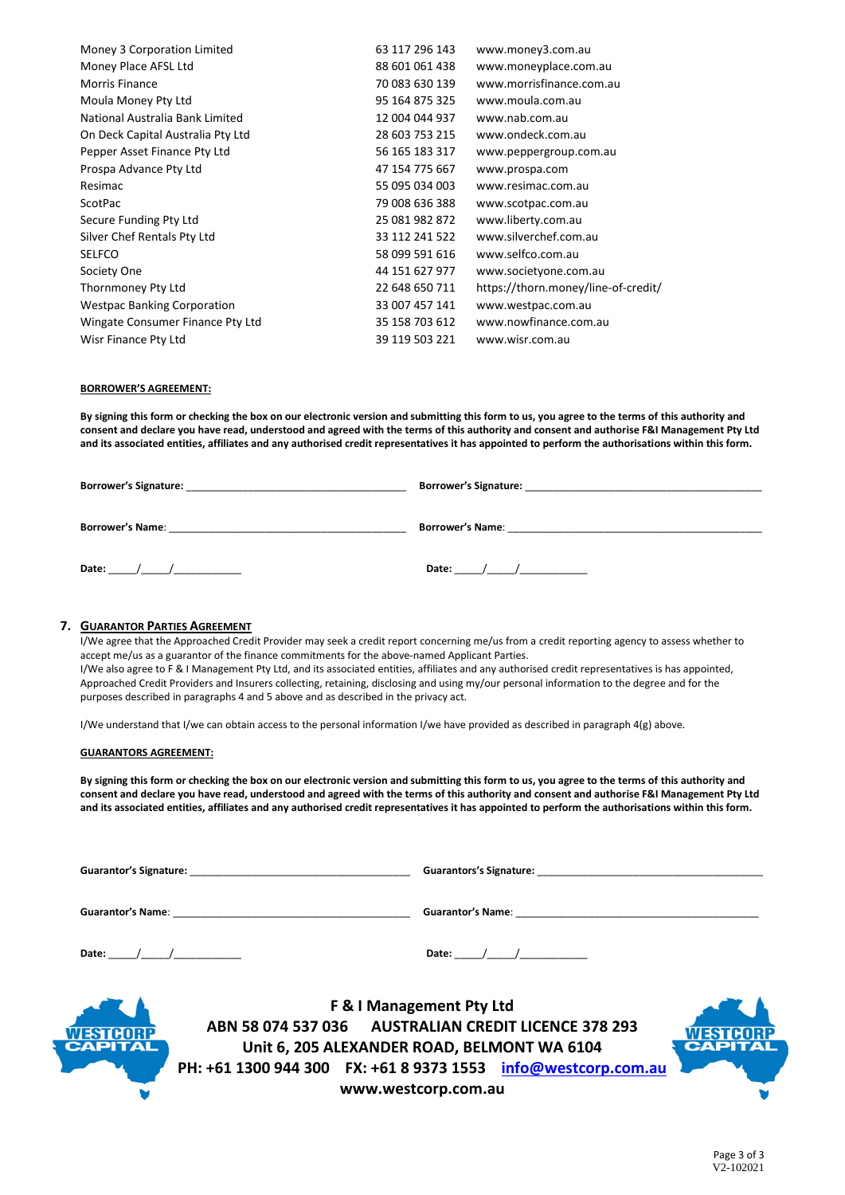| | | |
|---|---|---|
| Money 3 Corporation Limited | 63 117 296 143 | www.money3.com.au |
| Money Place AFSL Ltd | 88 601 061 438 | www.moneyplace.com.au |
| Morris Finance | 70 083 630 139 | www.morrisfinance.com.au |
| Moula Money Pty Ltd | 95 164 875 325 | www.moula.com.au |
| National Australia Bank Limited | 12 004 044 937 | www.nab.com.au |
| On Deck Capital Australia Pty Ltd | 28 603 753 215 | www.ondeck.com.au |
| Pepper Asset Finance Pty Ltd | 56 165 183 317 | www.peppergroup.com.au |
| Prospa Advance Pty Ltd | 47 154 775 667 | www.prospa.com |
| Resimac | 55 095 034 003 | www.resimac.com.au |
| ScotPac | 79 008 636 388 | www.scotpac.com.au |
| Secure Funding Pty Ltd | 25 081 982 872 | www.liberty.com.au |
| Silver Chef Rentals Pty Ltd | 33 112 241 522 | www.silverchef.com.au |
| SELFCO | 58 099 591 616 | www.selfco.com.au |
| Society One | 44 151 627 977 | www.societyone.com.au |
| Thornmoney Pty Ltd | 22 648 650 711 | https://thorn.money/line-of-credit/ |
| Westpac Banking Corporation | 33 007 457 141 | www.westpac.com.au |
| Wingate Consumer Finance Pty Ltd | 35 158 703 612 | www.nowfinance.com.au |
| Wisr Finance Pty Ltd | 39 119 503 221 | www.wisr.com.au |

**BORROWER'S AGREEMENT:**

**By signing this form or checking the box on our electronic version and submitting this form to us, you agree to the terms of this authority and consent and declare you have read, understood and agreed with the terms of this authority and consent and authorise F&I Management Pty Ltd and its associated entities, affiliates and any authorised credit representatives it has appointed to perform the authorisations within this form.**

**Borrower's Signature:** ______________________________ **Borrower's Signature:** ______________________________

**Borrower's Name**: ______________________________ **Borrower's Name**: ______________________________

**Date:** _____/_____/____________ **Date:** _____/_____/____________

## 7. GUARANTOR PARTIES AGREEMENT

I/We agree that the Approached Credit Provider may seek a credit report concerning me/us from a credit reporting agency to assess whether to accept me/us as a guarantor of the finance commitments for the above-named Applicant Parties.
I/We also agree to F & I Management Pty Ltd, and its associated entities, affiliates and any authorised credit representatives is has appointed, Approached Credit Providers and Insurers collecting, retaining, disclosing and using my/our personal information to the degree and for the purposes described in paragraphs 4 and 5 above and as described in the privacy act.

I/We understand that I/we can obtain access to the personal information I/we have provided as described in paragraph 4(g) above.

**GUARANTORS AGREEMENT:**

**By signing this form or checking the box on our electronic version and submitting this form to us, you agree to the terms of this authority and consent and declare you have read, understood and agreed with the terms of this authority and consent and authorise F&I Management Pty Ltd and its associated entities, affiliates and any authorised credit representatives it has appointed to perform the authorisations within this form.**

**Guarantor's Signature:** ______________________________ **Guarantors's Signature:** ______________________________

**Guarantor's Name**: ______________________________ **Guarantor's Name**: ______________________________

**Date:** _____/_____/____________ **Date:** _____/_____/____________

WESTCORP CAPITAL

**F & I Management Pty Ltd**
**ABN 58 074 537 036 AUSTRALIAN CREDIT LICENCE 378 293**
**Unit 6, 205 ALEXANDER ROAD, BELMONT WA 6104**
**PH: +61 1300 944 300 FX: +61 8 9373 1553 info@westcorp.com.au**
**www.westcorp.com.au**

WESTCORP CAPITAL

V2-102021